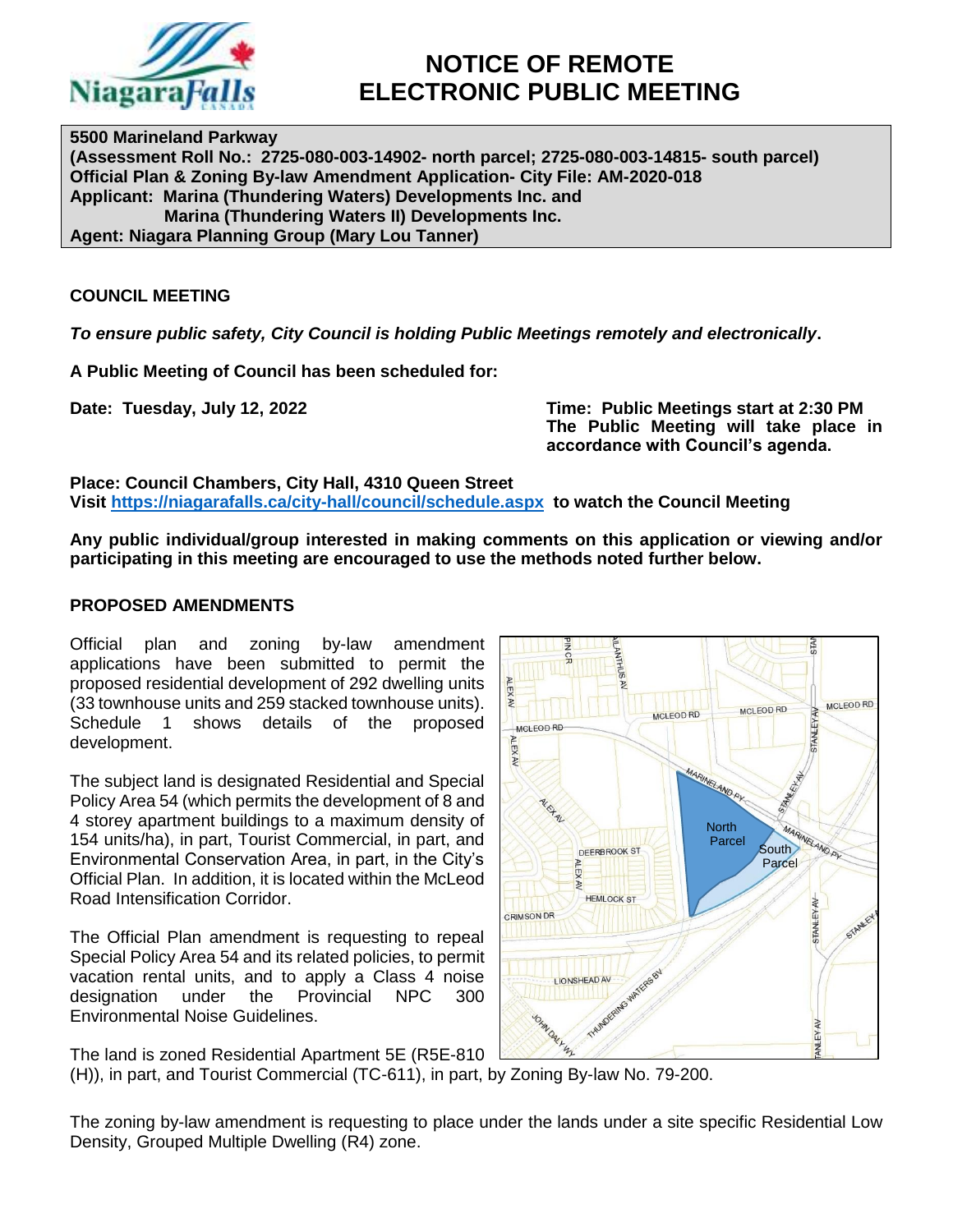# NOTICE OF REMOTE ELECTRONIC PUBLIC MEETING

**5500 Marineland Parkway**
**(Assessment Roll No.: 2725-080-003-14902- north parcel; 2725-080-003-14815- south parcel)**
**Official Plan & Zoning By-law Amendment Application- City File: AM-2020-018**
**Applicant: Marina (Thundering Waters) Developments Inc. and**
**Marina (Thundering Waters II) Developments Inc.**
**Agent: Niagara Planning Group (Mary Lou Tanner)**

## COUNCIL MEETING

***To ensure public safety, City Council is holding Public Meetings remotely and electronically.***

**A Public Meeting of Council has been scheduled for:**

**Date: Tuesday, July 12, 2022**

**Time: Public Meetings start at 2:30 PM**
**The Public Meeting will take place in accordance with Council's agenda.**

**Place: Council Chambers, City Hall, 4310 Queen Street**
**Visit https://niagarafalls.ca/city-hall/council/schedule.aspx to watch the Council Meeting**

**Any public individual/group interested in making comments on this application or viewing and/or participating in this meeting are encouraged to use the methods noted further below.**

## PROPOSED AMENDMENTS

Official plan and zoning by-law amendment applications have been submitted to permit the proposed residential development of 292 dwelling units (33 townhouse units and 259 stacked townhouse units). Schedule 1 shows details of the proposed development.

The subject land is designated Residential and Special Policy Area 54 (which permits the development of 8 and 4 storey apartment buildings to a maximum density of 154 units/ha), in part, Tourist Commercial, in part, and Environmental Conservation Area, in part, in the City's Official Plan. In addition, it is located within the McLeod Road Intensification Corridor.

The Official Plan amendment is requesting to repeal Special Policy Area 54 and its related policies, to permit vacation rental units, and to apply a Class 4 noise designation under the Provincial NPC 300 Environmental Noise Guidelines.

The land is zoned Residential Apartment 5E (R5E-810 (H)), in part, and Tourist Commercial (TC-611), in part, by Zoning By-law No. 79-200.

The zoning by-law amendment is requesting to place under the lands under a site specific Residential Low Density, Grouped Multiple Dwelling (R4) zone.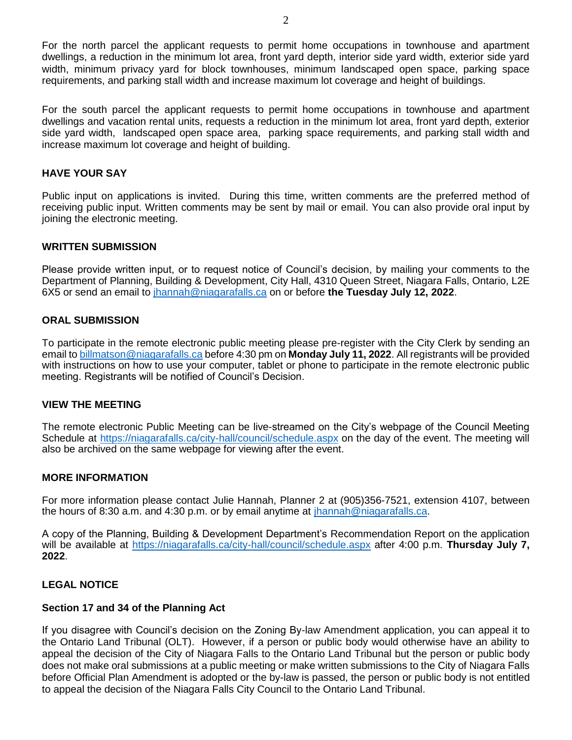For the north parcel the applicant requests to permit home occupations in townhouse and apartment dwellings, a reduction in the minimum lot area, front yard depth, interior side yard width, exterior side yard width, minimum privacy yard for block townhouses, minimum landscaped open space, parking space requirements, and parking stall width and increase maximum lot coverage and height of buildings.

For the south parcel the applicant requests to permit home occupations in townhouse and apartment dwellings and vacation rental units, requests a reduction in the minimum lot area, front yard depth, exterior side yard width, landscaped open space area, parking space requirements, and parking stall width and increase maximum lot coverage and height of building.

### HAVE YOUR SAY

Public input on applications is invited. During this time, written comments are the preferred method of receiving public input. Written comments may be sent by mail or email. You can also provide oral input by joining the electronic meeting.

### WRITTEN SUBMISSION

Please provide written input, or to request notice of Council's decision, by mailing your comments to the Department of Planning, Building & Development, City Hall, 4310 Queen Street, Niagara Falls, Ontario, L2E 6X5 or send an email to jhannah@niagarafalls.ca on or before **the Tuesday July 12, 2022**.

### ORAL SUBMISSION

To participate in the remote electronic public meeting please pre-register with the City Clerk by sending an email to billmatson@niagarafalls.ca before 4:30 pm on **Monday July 11, 2022**. All registrants will be provided with instructions on how to use your computer, tablet or phone to participate in the remote electronic public meeting. Registrants will be notified of Council's Decision.

### VIEW THE MEETING

The remote electronic Public Meeting can be live-streamed on the City's webpage of the Council Meeting Schedule at https://niagarafalls.ca/city-hall/council/schedule.aspx on the day of the event. The meeting will also be archived on the same webpage for viewing after the event.

### MORE INFORMATION

For more information please contact Julie Hannah, Planner 2 at (905)356-7521, extension 4107, between the hours of 8:30 a.m. and 4:30 p.m. or by email anytime at jhannah@niagarafalls.ca.

A copy of the Planning, Building & Development Department's Recommendation Report on the application will be available at https://niagarafalls.ca/city-hall/council/schedule.aspx after 4:00 p.m. **Thursday July 7, 2022**.

### LEGAL NOTICE

#### Section 17 and 34 of the Planning Act

If you disagree with Council's decision on the Zoning By-law Amendment application, you can appeal it to the Ontario Land Tribunal (OLT). However, if a person or public body would otherwise have an ability to appeal the decision of the City of Niagara Falls to the Ontario Land Tribunal but the person or public body does not make oral submissions at a public meeting or make written submissions to the City of Niagara Falls before Official Plan Amendment is adopted or the by-law is passed, the person or public body is not entitled to appeal the decision of the Niagara Falls City Council to the Ontario Land Tribunal.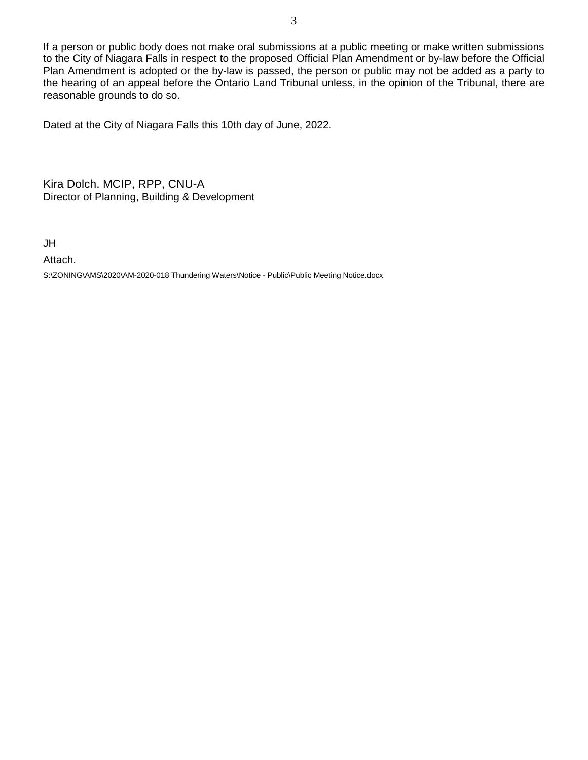If a person or public body does not make oral submissions at a public meeting or make written submissions to the City of Niagara Falls in respect to the proposed Official Plan Amendment or by-law before the Official Plan Amendment is adopted or the by-law is passed, the person or public may not be added as a party to the hearing of an appeal before the Ontario Land Tribunal unless, in the opinion of the Tribunal, there are reasonable grounds to do so.

Dated at the City of Niagara Falls this 10th day of June, 2022.

Kira Dolch. MCIP, RPP, CNU-A
Director of Planning, Building & Development

JH

Attach.

S:\ZONING\AMS\2020\AM-2020-018 Thundering Waters\Notice - Public\Public Meeting Notice.docx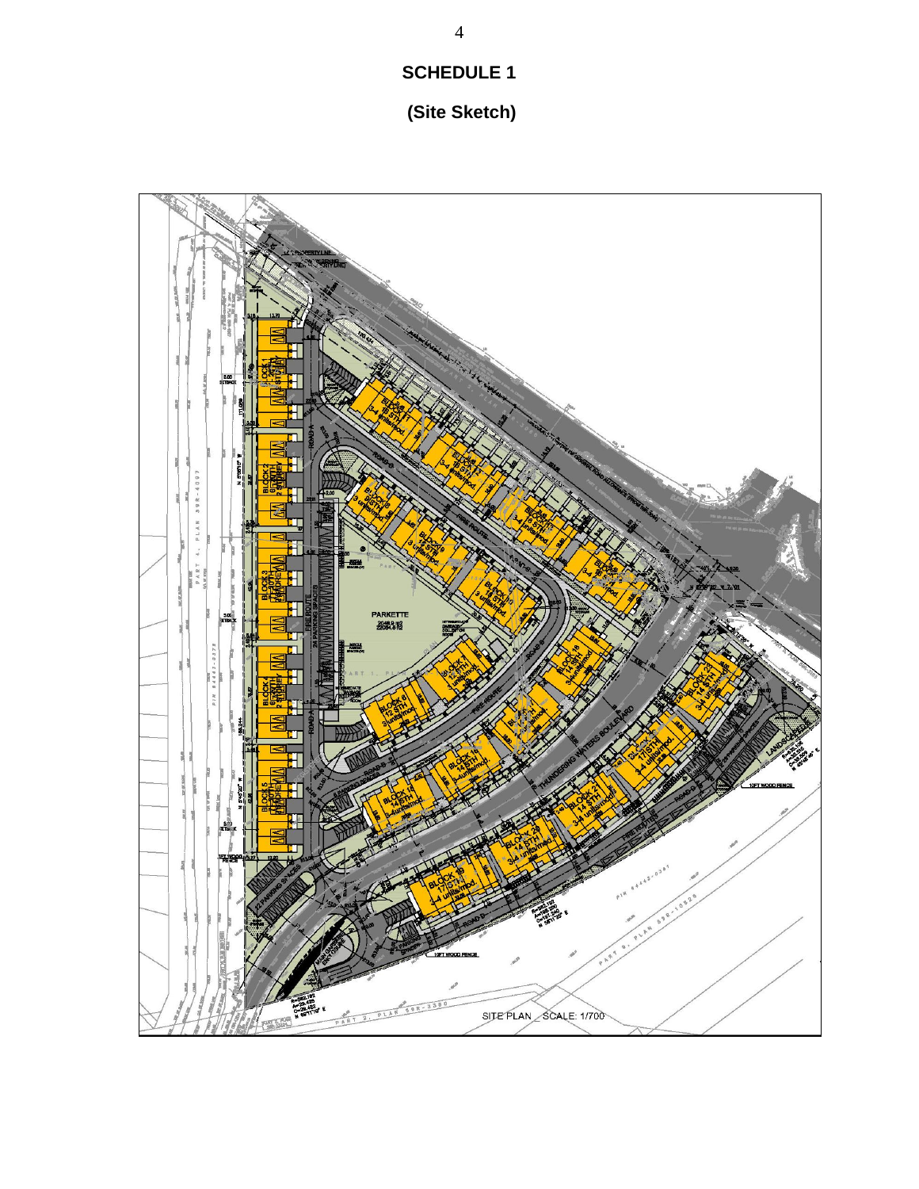# SCHEDULE 1

## (Site Sketch)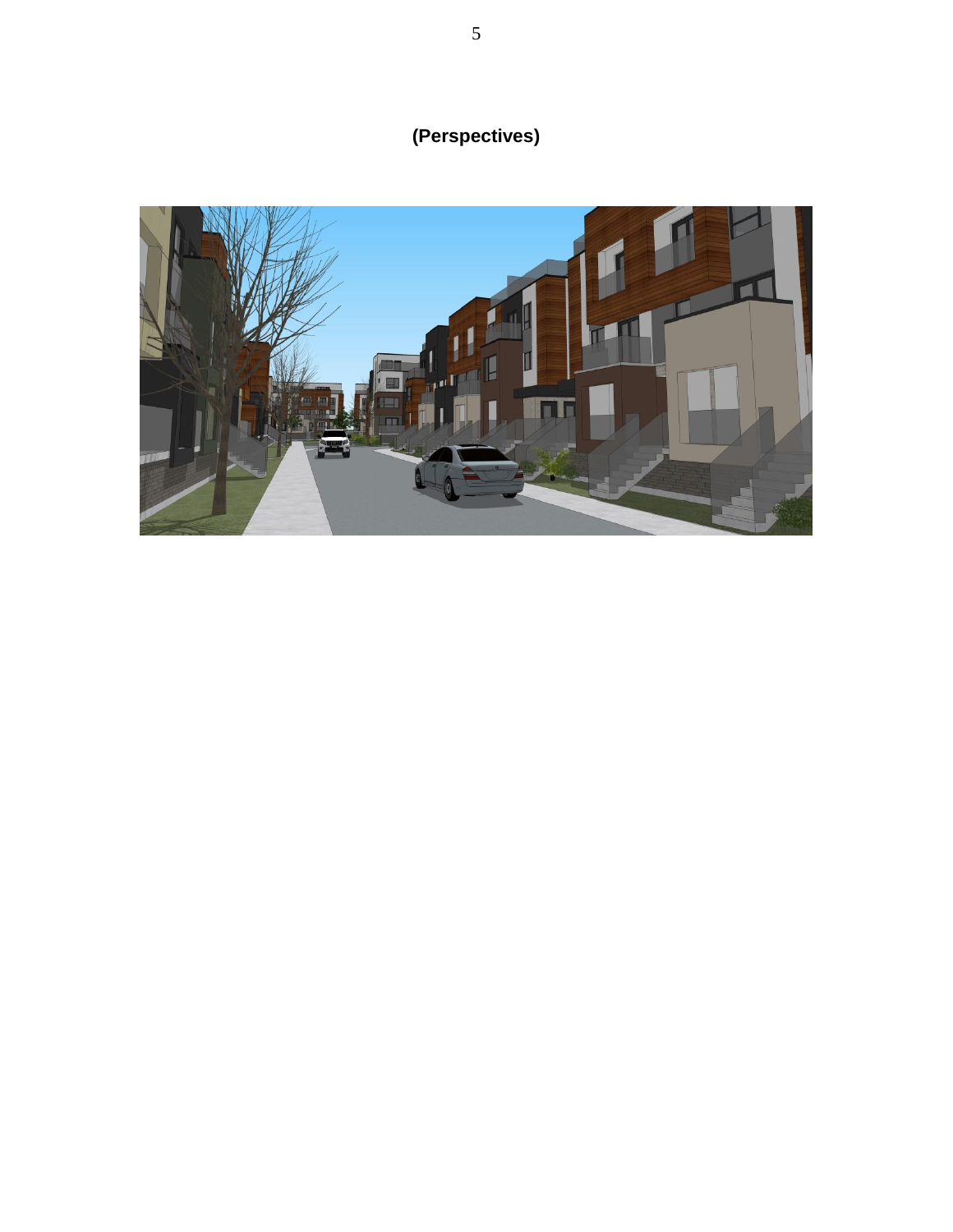**(Perspectives)**